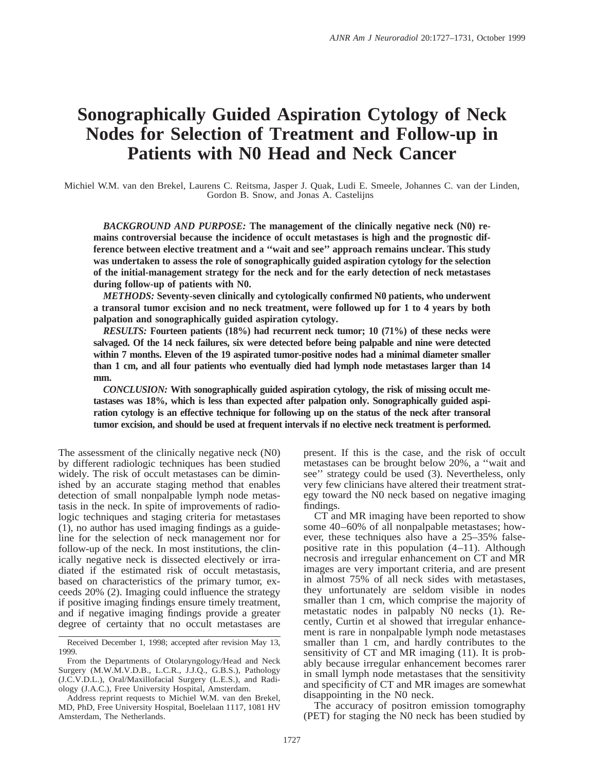# Sonographically Guided Aspiration Cytology of Neck Nodes for Selection of Treatment and Follow-up in Patients with N0 Head and Neck Cancer

Michiel W.M. van den Brekel, Laurens C. Reitsma, Jasper J. Quak, Ludi E. Smeele, Johannes C. van der Linden, Gordon B. Snow, and Jonas A. Castelijns

***BACKGROUND AND PURPOSE:*** **The management of the clinically negative neck (N0) remains controversial because the incidence of occult metastases is high and the prognostic difference between elective treatment and a ''wait and see'' approach remains unclear. This study was undertaken to assess the role of sonographically guided aspiration cytology for the selection of the initial-management strategy for the neck and for the early detection of neck metastases during follow-up of patients with N0.**

***METHODS:*** **Seventy-seven clinically and cytologically confirmed N0 patients, who underwent a transoral tumor excision and no neck treatment, were followed up for 1 to 4 years by both palpation and sonographically guided aspiration cytology.**

***RESULTS:*** **Fourteen patients (18%) had recurrent neck tumor; 10 (71%) of these necks were salvaged. Of the 14 neck failures, six were detected before being palpable and nine were detected within 7 months. Eleven of the 19 aspirated tumor-positive nodes had a minimal diameter smaller than 1 cm, and all four patients who eventually died had lymph node metastases larger than 14 mm.**

***CONCLUSION:*** **With sonographically guided aspiration cytology, the risk of missing occult metastases was 18%, which is less than expected after palpation only. Sonographically guided aspiration cytology is an effective technique for following up on the status of the neck after transoral tumor excision, and should be used at frequent intervals if no elective neck treatment is performed.**

The assessment of the clinically negative neck (N0) by different radiologic techniques has been studied widely. The risk of occult metastases can be diminished by an accurate staging method that enables detection of small nonpalpable lymph node metastasis in the neck. In spite of improvements of radiologic techniques and staging criteria for metastases (1), no author has used imaging findings as a guideline for the selection of neck management nor for follow-up of the neck. In most institutions, the clinically negative neck is dissected electively or irradiated if the estimated risk of occult metastasis, based on characteristics of the primary tumor, exceeds 20% (2). Imaging could influence the strategy if positive imaging findings ensure timely treatment, and if negative imaging findings provide a greater degree of certainty that no occult metastases are present. If this is the case, and the risk of occult metastases can be brought below 20%, a ''wait and see'' strategy could be used (3). Nevertheless, only very few clinicians have altered their treatment strategy toward the N0 neck based on negative imaging findings.

CT and MR imaging have been reported to show some 40–60% of all nonpalpable metastases; however, these techniques also have a 25–35% false-positive rate in this population (4–11). Although necrosis and irregular enhancement on CT and MR images are very important criteria, and are present in almost 75% of all neck sides with metastases, they unfortunately are seldom visible in nodes smaller than 1 cm, which comprise the majority of metastatic nodes in palpably N0 necks (1). Recently, Curtin et al showed that irregular enhancement is rare in nonpalpable lymph node metastases smaller than 1 cm, and hardly contributes to the sensitivity of CT and MR imaging (11). It is probably because irregular enhancement becomes rarer in small lymph node metastases that the sensitivity and specificity of CT and MR images are somewhat disappointing in the N0 neck.

The accuracy of positron emission tomography (PET) for staging the N0 neck has been studied by

---

Received December 1, 1998; accepted after revision May 13, 1999.

From the Departments of Otolaryngology/Head and Neck Surgery (M.W.M.V.D.B., L.C.R., J.J.Q., G.B.S.), Pathology (J.C.V.D.L.), Oral/Maxillofacial Surgery (L.E.S.), and Radiology (J.A.C.), Free University Hospital, Amsterdam.

Address reprint requests to Michiel W.M. van den Brekel, MD, PhD, Free University Hospital, Boelelaan 1117, 1081 HV Amsterdam, The Netherlands.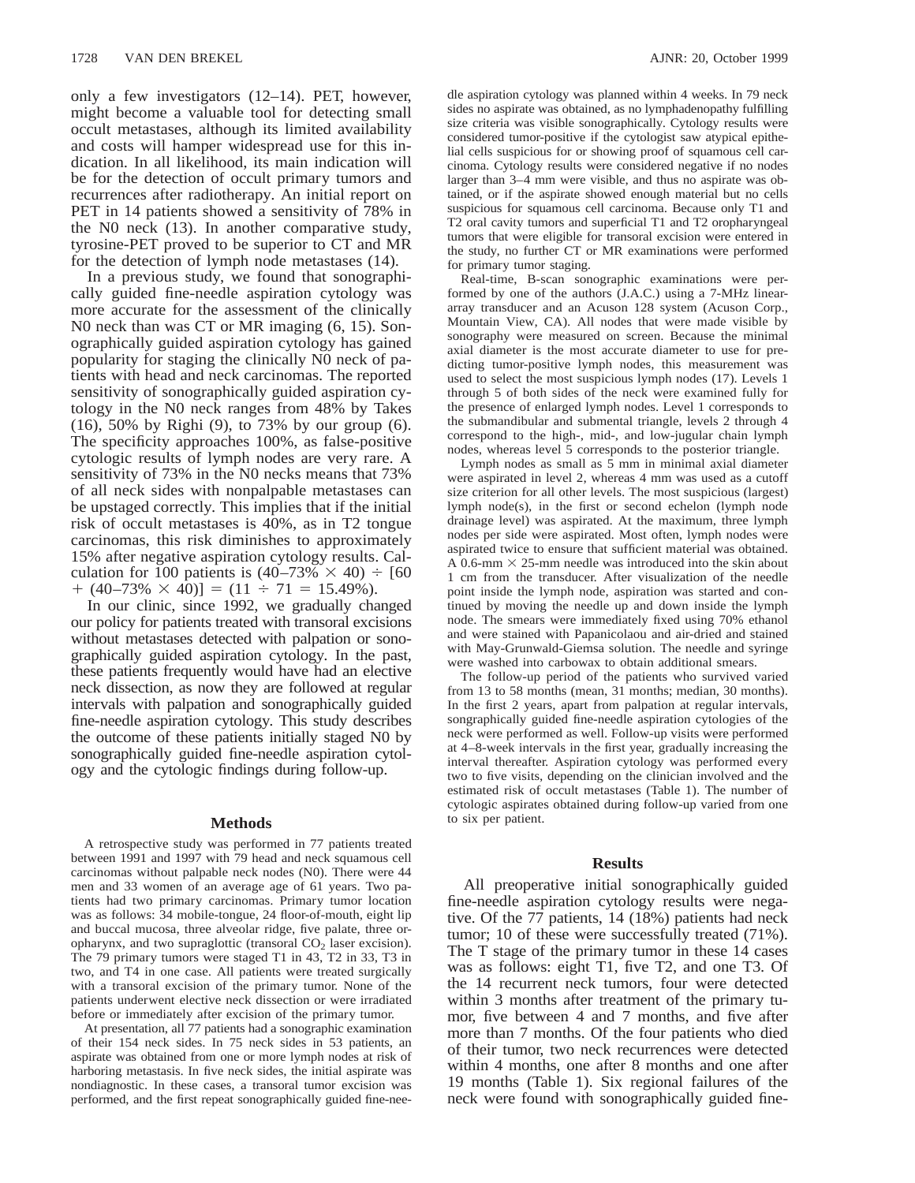only a few investigators (12–14). PET, however, might become a valuable tool for detecting small occult metastases, although its limited availability and costs will hamper widespread use for this indication. In all likelihood, its main indication will be for the detection of occult primary tumors and recurrences after radiotherapy. An initial report on PET in 14 patients showed a sensitivity of 78% in the N0 neck (13). In another comparative study, tyrosine-PET proved to be superior to CT and MR for the detection of lymph node metastases (14).

In a previous study, we found that sonographically guided fine-needle aspiration cytology was more accurate for the assessment of the clinically N0 neck than was CT or MR imaging (6, 15). Sonographically guided aspiration cytology has gained popularity for staging the clinically N0 neck of patients with head and neck carcinomas. The reported sensitivity of sonographically guided aspiration cytology in the N0 neck ranges from 48% by Takes (16), 50% by Righi (9), to 73% by our group (6). The specificity approaches 100%, as false-positive cytologic results of lymph nodes are very rare. A sensitivity of 73% in the N0 necks means that 73% of all neck sides with nonpalpable metastases can be upstaged correctly. This implies that if the initial risk of occult metastases is 40%, as in T2 tongue carcinomas, this risk diminishes to approximately 15% after negative aspiration cytology results. Calculation for 100 patients is $(40–73\% \times 40) \div [60 + (40–73\% \times 40)] = (11 \div 71 = 15.49\%)$.

In our clinic, since 1992, we gradually changed our policy for patients treated with transoral excisions without metastases detected with palpation or sonographically guided aspiration cytology. In the past, these patients frequently would have had an elective neck dissection, as now they are followed at regular intervals with palpation and sonographically guided fine-needle aspiration cytology. This study describes the outcome of these patients initially staged N0 by sonographically guided fine-needle aspiration cytology and the cytologic findings during follow-up.

## Methods

A retrospective study was performed in 77 patients treated between 1991 and 1997 with 79 head and neck squamous cell carcinomas without palpable neck nodes (N0). There were 44 men and 33 women of an average age of 61 years. Two patients had two primary carcinomas. Primary tumor location was as follows: 34 mobile-tongue, 24 floor-of-mouth, eight lip and buccal mucosa, three alveolar ridge, five palate, three oropharynx, and two supraglottic (transoral $CO_2$ laser excision). The 79 primary tumors were staged T1 in 43, T2 in 33, T3 in two, and T4 in one case. All patients were treated surgically with a transoral excision of the primary tumor. None of the patients underwent elective neck dissection or were irradiated before or immediately after excision of the primary tumor.

At presentation, all 77 patients had a sonographic examination of their 154 neck sides. In 75 neck sides in 53 patients, an aspirate was obtained from one or more lymph nodes at risk of harboring metastasis. In five neck sides, the initial aspirate was nondiagnostic. In these cases, a transoral tumor excision was performed, and the first repeat sonographically guided fine-needle aspiration cytology was planned within 4 weeks. In 79 neck sides no aspirate was obtained, as no lymphadenopathy fulfilling size criteria was visible sonographically. Cytology results were considered tumor-positive if the cytologist saw atypical epithelial cells suspicious for or showing proof of squamous cell carcinoma. Cytology results were considered negative if no nodes larger than 3–4 mm were visible, and thus no aspirate was obtained, or if the aspirate showed enough material but no cells suspicious for squamous cell carcinoma. Because only T1 and T2 oral cavity tumors and superficial T1 and T2 oropharyngeal tumors that were eligible for transoral excision were entered in the study, no further CT or MR examinations were performed for primary tumor staging.

Real-time, B-scan sonographic examinations were performed by one of the authors (J.A.C.) using a 7-MHz linear-array transducer and an Acuson 128 system (Acuson Corp., Mountain View, CA). All nodes that were made visible by sonography were measured on screen. Because the minimal axial diameter is the most accurate diameter to use for predicting tumor-positive lymph nodes, this measurement was used to select the most suspicious lymph nodes (17). Levels 1 through 5 of both sides of the neck were examined fully for the presence of enlarged lymph nodes. Level 1 corresponds to the submandibular and submental triangle, levels 2 through 4 correspond to the high-, mid-, and low-jugular chain lymph nodes, whereas level 5 corresponds to the posterior triangle.

Lymph nodes as small as 5 mm in minimal axial diameter were aspirated in level 2, whereas 4 mm was used as a cutoff size criterion for all other levels. The most suspicious (largest) lymph node(s), in the first or second echelon (lymph node drainage level) was aspirated. At the maximum, three lymph nodes per side were aspirated. Most often, lymph nodes were aspirated twice to ensure that sufficient material was obtained. A 0.6-mm × 25-mm needle was introduced into the skin about 1 cm from the transducer. After visualization of the needle point inside the lymph node, aspiration was started and continued by moving the needle up and down inside the lymph node. The smears were immediately fixed using 70% ethanol and were stained with Papanicolaou and air-dried and stained with May-Grunwald-Giemsa solution. The needle and syringe were washed into carbowax to obtain additional smears.

The follow-up period of the patients who survived varied from 13 to 58 months (mean, 31 months; median, 30 months). In the first 2 years, apart from palpation at regular intervals, songraphically guided fine-needle aspiration cytologies of the neck were performed as well. Follow-up visits were performed at 4–8-week intervals in the first year, gradually increasing the interval thereafter. Aspiration cytology was performed every two to five visits, depending on the clinician involved and the estimated risk of occult metastases (Table 1). The number of cytologic aspirates obtained during follow-up varied from one to six per patient.

## Results

All preoperative initial sonographically guided fine-needle aspiration cytology results were negative. Of the 77 patients, 14 (18%) patients had neck tumor; 10 of these were successfully treated (71%). The T stage of the primary tumor in these 14 cases was as follows: eight T1, five T2, and one T3. Of the 14 recurrent neck tumors, four were detected within 3 months after treatment of the primary tumor, five between 4 and 7 months, and five after more than 7 months. Of the four patients who died of their tumor, two neck recurrences were detected within 4 months, one after 8 months and one after 19 months (Table 1). Six regional failures of the neck were found with sonographically guided fine-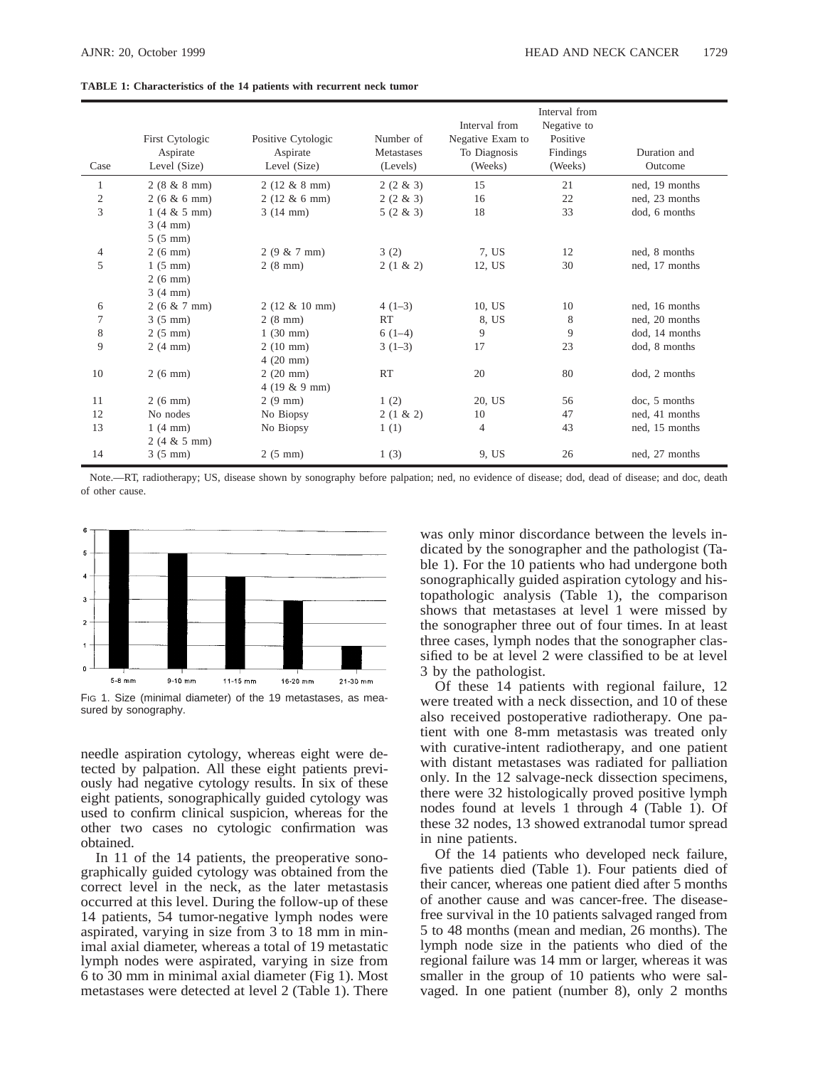**TABLE 1: Characteristics of the 14 patients with recurrent neck tumor**

| Case | First Cytologic Aspirate Level (Size) | Positive Cytologic Aspirate Level (Size) | Number of Metastases (Levels) | Interval from Negative Exam to To Diagnosis (Weeks) | Interval from Negative to Positive Findings (Weeks) | Duration and Outcome |
|---|---|---|---|---|---|---|
| 1 | 2 (8 & 8 mm) | 2 (12 & 8 mm) | 2 (2 & 3) | 15 | 21 | ned, 19 months |
| 2 | 2 (6 & 6 mm) | 2 (12 & 6 mm) | 2 (2 & 3) | 16 | 22 | ned, 23 months |
| 3 | 1 (4 & 5 mm)<br>3 (4 mm)<br>5 (5 mm) | 3 (14 mm) | 5 (2 & 3) | 18 | 33 | dod, 6 months |
| 4 | 2 (6 mm) | 2 (9 & 7 mm) | 3 (2) | 7, US | 12 | ned, 8 months |
| 5 | 1 (5 mm)<br>2 (6 mm)<br>3 (4 mm) | 2 (8 mm) | 2 (1 & 2) | 12, US | 30 | ned, 17 months |
| 6 | 2 (6 & 7 mm) | 2 (12 & 10 mm) | 4 (1–3) | 10, US | 10 | ned, 16 months |
| 7 | 3 (5 mm) | 2 (8 mm) | RT | 8, US | 8 | ned, 20 months |
| 8 | 2 (5 mm) | 1 (30 mm) | 6 (1–4) | 9 | 9 | dod, 14 months |
| 9 | 2 (4 mm) | 2 (10 mm)<br>4 (20 mm) | 3 (1–3) | 17 | 23 | dod, 8 months |
| 10 | 2 (6 mm) | 2 (20 mm)<br>4 (19 & 9 mm) | RT | 20 | 80 | dod, 2 months |
| 11 | 2 (6 mm) | 2 (9 mm) | 1 (2) | 20, US | 56 | doc, 5 months |
| 12 | No nodes | No Biopsy | 2 (1 & 2) | 10 | 47 | ned, 41 months |
| 13 | 1 (4 mm)<br>2 (4 & 5 mm) | No Biopsy | 1 (1) | 4 | 43 | ned, 15 months |
| 14 | 3 (5 mm) | 2 (5 mm) | 1 (3) | 9, US | 26 | ned, 27 months |

Note.—RT, radiotherapy; US, disease shown by sonography before palpation; ned, no evidence of disease; dod, dead of disease; and doc, death of other cause.

FIG 1. Size (minimal diameter) of the 19 metastases, as measured by sonography.

needle aspiration cytology, whereas eight were detected by palpation. All these eight patients previously had negative cytology results. In six of these eight patients, sonographically guided cytology was used to confirm clinical suspicion, whereas for the other two cases no cytologic confirmation was obtained.

In 11 of the 14 patients, the preoperative sonographically guided cytology was obtained from the correct level in the neck, as the later metastasis occurred at this level. During the follow-up of these 14 patients, 54 tumor-negative lymph nodes were aspirated, varying in size from 3 to 18 mm in minimal axial diameter, whereas a total of 19 metastatic lymph nodes were aspirated, varying in size from 6 to 30 mm in minimal axial diameter (Fig 1). Most metastases were detected at level 2 (Table 1). There was only minor discordance between the levels indicated by the sonographer and the pathologist (Table 1). For the 10 patients who had undergone both sonographically guided aspiration cytology and histopathologic analysis (Table 1), the comparison shows that metastases at level 1 were missed by the sonographer three out of four times. In at least three cases, lymph nodes that the sonographer classified to be at level 2 were classified to be at level 3 by the pathologist.

Of these 14 patients with regional failure, 12 were treated with a neck dissection, and 10 of these also received postoperative radiotherapy. One patient with one 8-mm metastasis was treated only with curative-intent radiotherapy, and one patient with distant metastases was radiated for palliation only. In the 12 salvage-neck dissection specimens, there were 32 histologically proved positive lymph nodes found at levels 1 through 4 (Table 1). Of these 32 nodes, 13 showed extranodal tumor spread in nine patients.

Of the 14 patients who developed neck failure, five patients died (Table 1). Four patients died of their cancer, whereas one patient died after 5 months of another cause and was cancer-free. The disease-free survival in the 10 patients salvaged ranged from 5 to 48 months (mean and median, 26 months). The lymph node size in the patients who died of the regional failure was 14 mm or larger, whereas it was smaller in the group of 10 patients who were salvaged. In one patient (number 8), only 2 months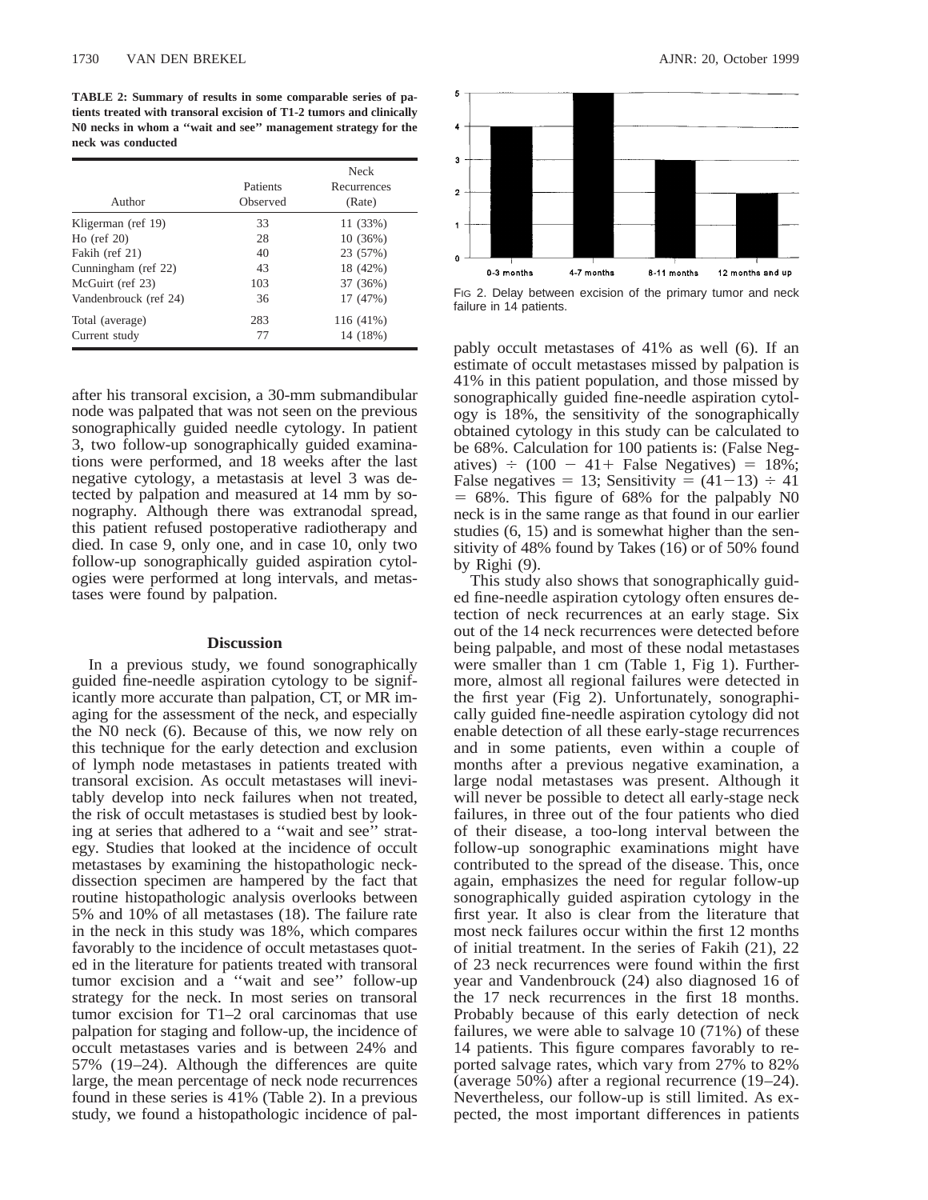**TABLE 2: Summary of results in some comparable series of patients treated with transoral excision of T1-2 tumors and clinically N0 necks in whom a ''wait and see'' management strategy for the neck was conducted**

| Author | Patients Observed | Neck Recurrences (Rate) |
|---|---|---|
| Kligerman (ref 19) | 33 | 11 (33%) |
| Ho (ref 20) | 28 | 10 (36%) |
| Fakih (ref 21) | 40 | 23 (57%) |
| Cunningham (ref 22) | 43 | 18 (42%) |
| McGuirt (ref 23) | 103 | 37 (36%) |
| Vandenbrouck (ref 24) | 36 | 17 (47%) |
| Total (average) | 283 | 116 (41%) |
| Current study | 77 | 14 (18%) |

after his transoral excision, a 30-mm submandibular node was palpated that was not seen on the previous sonographically guided needle cytology. In patient 3, two follow-up sonographically guided examinations were performed, and 18 weeks after the last negative cytology, a metastasis at level 3 was detected by palpation and measured at 14 mm by sonography. Although there was extranodal spread, this patient refused postoperative radiotherapy and died. In case 9, only one, and in case 10, only two follow-up sonographically guided aspiration cytologies were performed at long intervals, and metastases were found by palpation.

## Discussion

In a previous study, we found sonographically guided fine-needle aspiration cytology to be significantly more accurate than palpation, CT, or MR imaging for the assessment of the neck, and especially the N0 neck (6). Because of this, we now rely on this technique for the early detection and exclusion of lymph node metastases in patients treated with transoral excision. As occult metastases will inevitably develop into neck failures when not treated, the risk of occult metastases is studied best by looking at series that adhered to a ''wait and see'' strategy. Studies that looked at the incidence of occult metastases by examining the histopathologic neck-dissection specimen are hampered by the fact that routine histopathologic analysis overlooks between 5% and 10% of all metastases (18). The failure rate in the neck in this study was 18%, which compares favorably to the incidence of occult metastases quoted in the literature for patients treated with transoral tumor excision and a ''wait and see'' follow-up strategy for the neck. In most series on transoral tumor excision for T1–2 oral carcinomas that use palpation for staging and follow-up, the incidence of occult metastases varies and is between 24% and 57% (19–24). Although the differences are quite large, the mean percentage of neck node recurrences found in these series is 41% (Table 2). In a previous study, we found a histopathologic incidence of palpably occult metastases of 41% as well (6). If an estimate of occult metastases missed by palpation is 41% in this patient population, and those missed by sonographically guided fine-needle aspiration cytology is 18%, the sensitivity of the sonographically obtained cytology in this study can be calculated to be 68%. Calculation for 100 patients is: (False Negatives) $\div$ (100 $-$ 41$+$ False Negatives) $=$ 18%; False negatives $=$ 13; Sensitivity $=$ (41$-$13) $\div$ 41 $=$ 68%. This figure of 68% for the palpably N0 neck is in the same range as that found in our earlier studies (6, 15) and is somewhat higher than the sensitivity of 48% found by Takes (16) or of 50% found by Righi (9).

FIG 2. Delay between excision of the primary tumor and neck failure in 14 patients.

This study also shows that sonographically guided fine-needle aspiration cytology often ensures detection of neck recurrences at an early stage. Six out of the 14 neck recurrences were detected before being palpable, and most of these nodal metastases were smaller than 1 cm (Table 1, Fig 1). Furthermore, almost all regional failures were detected in the first year (Fig 2). Unfortunately, sonographically guided fine-needle aspiration cytology did not enable detection of all these early-stage recurrences and in some patients, even within a couple of months after a previous negative examination, a large nodal metastases was present. Although it will never be possible to detect all early-stage neck failures, in three out of the four patients who died of their disease, a too-long interval between the follow-up sonographic examinations might have contributed to the spread of the disease. This, once again, emphasizes the need for regular follow-up sonographically guided aspiration cytology in the first year. It also is clear from the literature that most neck failures occur within the first 12 months of initial treatment. In the series of Fakih (21), 22 of 23 neck recurrences were found within the first year and Vandenbrouck (24) also diagnosed 16 of the 17 neck recurrences in the first 18 months. Probably because of this early detection of neck failures, we were able to salvage 10 (71%) of these 14 patients. This figure compares favorably to reported salvage rates, which vary from 27% to 82% (average 50%) after a regional recurrence (19–24). Nevertheless, our follow-up is still limited. As expected, the most important differences in patients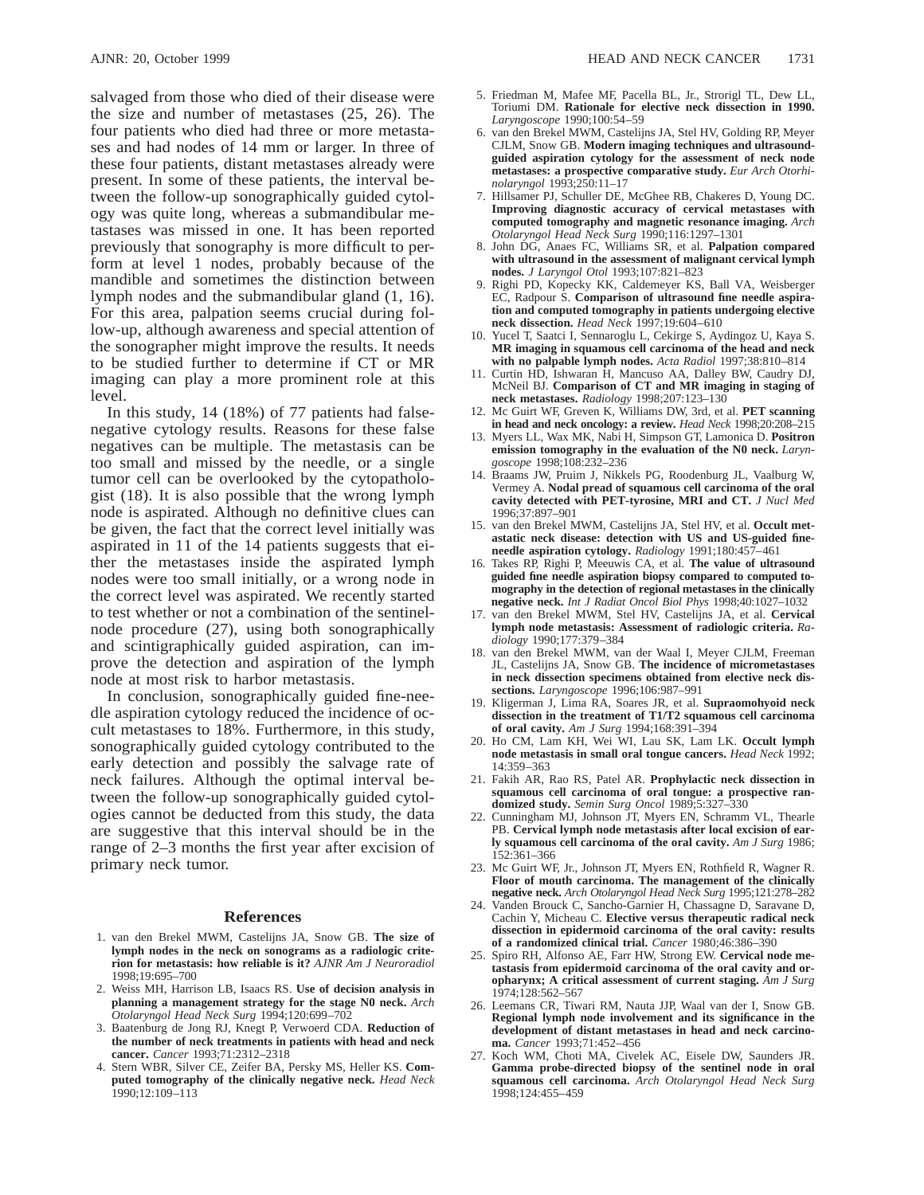salvaged from those who died of their disease were the size and number of metastases (25, 26). The four patients who died had three or more metastases and had nodes of 14 mm or larger. In three of these four patients, distant metastases already were present. In some of these patients, the interval between the follow-up sonographically guided cytology was quite long, whereas a submandibular metastases was missed in one. It has been reported previously that sonography is more difficult to perform at level 1 nodes, probably because of the mandible and sometimes the distinction between lymph nodes and the submandibular gland (1, 16). For this area, palpation seems crucial during follow-up, although awareness and special attention of the sonographer might improve the results. It needs to be studied further to determine if CT or MR imaging can play a more prominent role at this level.

In this study, 14 (18%) of 77 patients had false-negative cytology results. Reasons for these false negatives can be multiple. The metastasis can be too small and missed by the needle, or a single tumor cell can be overlooked by the cytopathologist (18). It is also possible that the wrong lymph node is aspirated. Although no definitive clues can be given, the fact that the correct level initially was aspirated in 11 of the 14 patients suggests that either the metastases inside the aspirated lymph nodes were too small initially, or a wrong node in the correct level was aspirated. We recently started to test whether or not a combination of the sentinel-node procedure (27), using both sonographically and scintigraphically guided aspiration, can improve the detection and aspiration of the lymph node at most risk to harbor metastasis.

In conclusion, sonographically guided fine-needle aspiration cytology reduced the incidence of occult metastases to 18%. Furthermore, in this study, sonographically guided cytology contributed to the early detection and possibly the salvage rate of neck failures. Although the optimal interval between the follow-up sonographically guided cytologies cannot be deducted from this study, the data are suggestive that this interval should be in the range of 2–3 months the first year after excision of primary neck tumor.

## References

1. van den Brekel MWM, Castelijns JA, Snow GB. **The size of lymph nodes in the neck on sonograms as a radiologic criterion for metastasis: how reliable is it?** *AJNR Am J Neuroradiol* 1998;19:695–700
2. Weiss MH, Harrison LB, Isaacs RS. **Use of decision analysis in planning a management strategy for the stage N0 neck.** *Arch Otolaryngol Head Neck Surg* 1994;120:699–702
3. Baatenburg de Jong RJ, Knegt P, Verwoerd CDA. **Reduction of the number of neck treatments in patients with head and neck cancer.** *Cancer* 1993;71:2312–2318
4. Stern WBR, Silver CE, Zeifer BA, Persky MS, Heller KS. **Computed tomography of the clinically negative neck.** *Head Neck* 1990;12:109–113
5. Friedman M, Mafee MF, Pacella BL, Jr., Strorigl TL, Dew LL, Toriumi DM. **Rationale for elective neck dissection in 1990.** *Laryngoscope* 1990;100:54–59
6. van den Brekel MWM, Castelijns JA, Stel HV, Golding RP, Meyer CJLM, Snow GB. **Modern imaging techniques and ultrasound-guided aspiration cytology for the assessment of neck node metastases: a prospective comparative study.** *Eur Arch Otorhinolaryngol* 1993;250:11–17
7. Hillsamer PJ, Schuller DE, McGhee RB, Chakeres D, Young DC. **Improving diagnostic accuracy of cervical metastases with computed tomography and magnetic resonance imaging.** *Arch Otolaryngol Head Neck Surg* 1990;116:1297–1301
8. John DG, Anaes FC, Williams SR, et al. **Palpation compared with ultrasound in the assessment of malignant cervical lymph nodes.** *J Laryngol Otol* 1993;107:821–823
9. Righi PD, Kopecky KK, Caldemeyer KS, Ball VA, Weisberger EC, Radpour S. **Comparison of ultrasound fine needle aspiration and computed tomography in patients undergoing elective neck dissection.** *Head Neck* 1997;19:604–610
10. Yucel T, Saatci I, Sennaroglu L, Cekirge S, Aydingoz U, Kaya S. **MR imaging in squamous cell carcinoma of the head and neck with no palpable lymph nodes.** *Acta Radiol* 1997;38:810–814
11. Curtin HD, Ishwaran H, Mancuso AA, Dalley BW, Caudry DJ, McNeil BJ. **Comparison of CT and MR imaging in staging of neck metastases.** *Radiology* 1998;207:123–130
12. Mc Guirt WF, Greven K, Williams DW, 3rd, et al. **PET scanning in head and neck oncology: a review.** *Head Neck* 1998;20:208–215
13. Myers LL, Wax MK, Nabi H, Simpson GT, Lamonica D. **Positron emission tomography in the evaluation of the N0 neck.** *Laryngoscope* 1998;108:232–236
14. Braams JW, Pruim J, Nikkels PG, Roodenburg JL, Vaalburg W, Vermey A. **Nodal pread of squamous cell carcinoma of the oral cavity detected with PET-tyrosine, MRI and CT.** *J Nucl Med* 1996;37:897–901
15. van den Brekel MWM, Castelijns JA, Stel HV, et al. **Occult metastatic neck disease: detection with US and US-guided fine-needle aspiration cytology.** *Radiology* 1991;180:457–461
16. Takes RP, Righi P, Meeuwis CA, et al. **The value of ultrasound guided fine needle aspiration biopsy compared to computed tomography in the detection of regional metastases in the clinically negative neck.** *Int J Radiat Oncol Biol Phys* 1998;40:1027–1032
17. van den Brekel MWM, Stel HV, Castelijns JA, et al. **Cervical lymph node metastasis: Assessment of radiologic criteria.** *Radiology* 1990;177:379–384
18. van den Brekel MWM, van der Waal I, Meyer CJLM, Freeman JL, Castelijns JA, Snow GB. **The incidence of micrometastases in neck dissection specimens obtained from elective neck dissections.** *Laryngoscope* 1996;106:987–991
19. Kligerman J, Lima RA, Soares JR, et al. **Supraomohyoid neck dissection in the treatment of T1/T2 squamous cell carcinoma of oral cavity.** *Am J Surg* 1994;168:391–394
20. Ho CM, Lam KH, Wei WI, Lau SK, Lam LK. **Occult lymph node metastasis in small oral tongue cancers.** *Head Neck* 1992; 14:359–363
21. Fakih AR, Rao RS, Patel AR. **Prophylactic neck dissection in squamous cell carcinoma of oral tongue: a prospective randomized study.** *Semin Surg Oncol* 1989;5:327–330
22. Cunningham MJ, Johnson JT, Myers EN, Schramm VL, Thearle PB. **Cervical lymph node metastasis after local excision of early squamous cell carcinoma of the oral cavity.** *Am J Surg* 1986; 152:361–366
23. Mc Guirt WF, Jr., Johnson JT, Myers EN, Rothfield R, Wagner R. **Floor of mouth carcinoma. The management of the clinically negative neck.** *Arch Otolaryngol Head Neck Surg* 1995;121:278–282
24. Vanden Brouck C, Sancho-Garnier H, Chassagne D, Saravane D, Cachin Y, Micheau C. **Elective versus therapeutic radical neck dissection in epidermoid carcinoma of the oral cavity: results of a randomized clinical trial.** *Cancer* 1980;46:386–390
25. Spiro RH, Alfonso AE, Farr HW, Strong EW. **Cervical node metastasis from epidermoid carcinoma of the oral cavity and oropharynx; A critical assessment of current staging.** *Am J Surg* 1974;128:562–567
26. Leemans CR, Tiwari RM, Nauta JJP, Waal van der I, Snow GB. **Regional lymph node involvement and its significance in the development of distant metastases in head and neck carcinoma.** *Cancer* 1993;71:452–456
27. Koch WM, Choti MA, Civelek AC, Eisele DW, Saunders JR. **Gamma probe-directed biopsy of the sentinel node in oral squamous cell carcinoma.** *Arch Otolaryngol Head Neck Surg* 1998;124:455–459